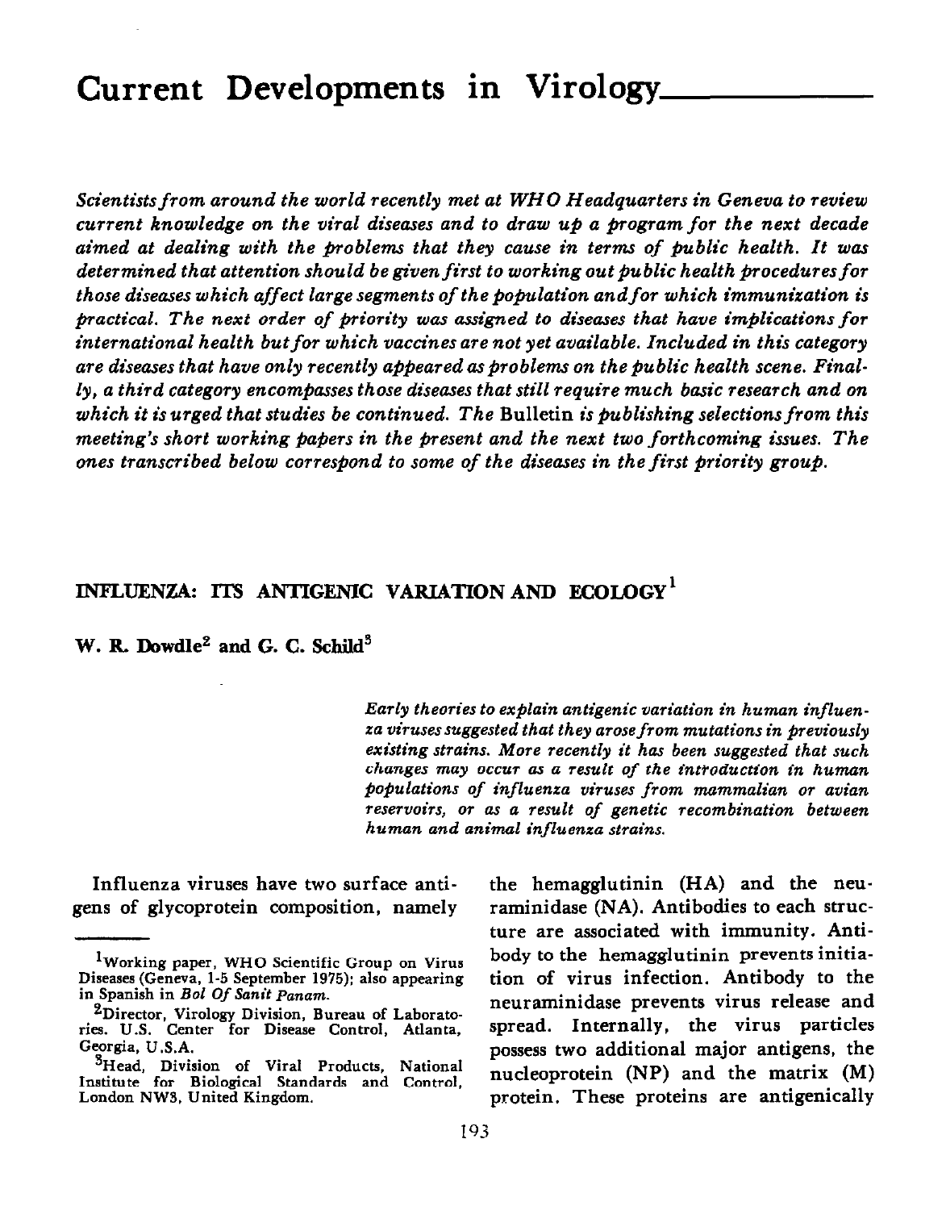# Current Developments in Virology

*Scientists from around the world recently met at WHO Headquarters in Geneva to review current knowledge on the viral diseases and to draw up a program for the next decade aimed at dealing with the problems that they cause in terms of public health. It was determined that attention should be given first to working out public health procedures for those diseases which affect large segments of the population and for which immunization is practical. The next order of priority was assigned to diseases that have implications for international health but for which vaccines are not yet available. Included in this category are diseases that have only recently appeared as problems on the public health scene. Finally, a third category encompasses those diseases that still require much basic research and on which it is urged that studies be continued. The* Bulletin *is publishing selections from this meeting's short working papers in the present and the next two forthcoming issues. The ones transcribed below correspond to some of the diseases in the first priority group.*

## INFLUENZA: ITS ANTIGENIC VARIATION AND ECOLOGY[1]

**W. R. Dowdle[2] and G. C. Schild[3]**

*Early theories to explain antigenic variation in human influenza viruses suggested that they arose from mutations in previously existing strains. More recently it has been suggested that such changes may occur as a result of the introduction in human populations of influenza viruses from mammalian or avian reservoirs, or as a result of genetic recombination between human and animal influenza strains.*

Influenza viruses have two surface antigens of glycoprotein composition, namely the hemagglutinin (HA) and the neuraminidase (NA). Antibodies to each structure are associated with immunity. Antibody to the hemagglutinin prevents initiation of virus infection. Antibody to the neuraminidase prevents virus release and spread. Internally, the virus particles possess two additional major antigens, the nucleoprotein (NP) and the matrix (M) protein. These proteins are antigenically

---

[1] Working paper, WHO Scientific Group on Virus Diseases (Geneva, 1-5 September 1975); also appearing in Spanish in *Bol Of Sanit Panam.*

[2] Director, Virology Division, Bureau of Laboratories. U.S. Center for Disease Control, Atlanta, Georgia, U.S.A.

[3] Head, Division of Viral Products, National Institute for Biological Standards and Control, London NW3, United Kingdom.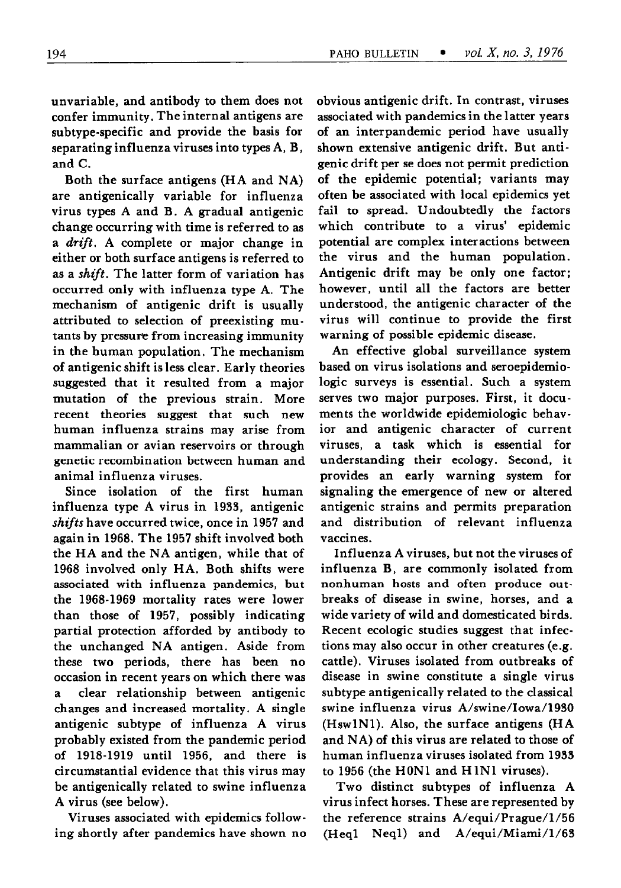unvariable, and antibody to them does not confer immunity. The internal antigens are subtype-specific and provide the basis for separating influenza viruses into types A, B, and C.

Both the surface antigens (HA and NA) are antigenically variable for influenza virus types A and B. A gradual antigenic change occurring with time is referred to as a *drift*. A complete or major change in either or both surface antigens is referred to as a *shift*. The latter form of variation has occurred only with influenza type A. The mechanism of antigenic drift is usually attributed to selection of preexisting mutants by pressure from increasing immunity in the human population. The mechanism of antigenic shift is less clear. Early theories suggested that it resulted from a major mutation of the previous strain. More recent theories suggest that such new human influenza strains may arise from mammalian or avian reservoirs or through genetic recombination between human and animal influenza viruses.

Since isolation of the first human influenza type A virus in 1933, antigenic *shifts* have occurred twice, once in 1957 and again in 1968. The 1957 shift involved both the HA and the NA antigen, while that of 1968 involved only HA. Both shifts were associated with influenza pandemics, but the 1968-1969 mortality rates were lower than those of 1957, possibly indicating partial protection afforded by antibody to the unchanged NA antigen. Aside from these two periods, there has been no occasion in recent years on which there was a clear relationship between antigenic changes and increased mortality. A single antigenic subtype of influenza A virus probably existed from the pandemic period of 1918-1919 until 1956, and there is circumstantial evidence that this virus may be antigenically related to swine influenza A virus (see below).

Viruses associated with epidemics following shortly after pandemics have shown no obvious antigenic drift. In contrast, viruses associated with pandemics in the latter years of an interpandemic period have usually shown extensive antigenic drift. But antigenic drift per se does not permit prediction of the epidemic potential; variants may often be associated with local epidemics yet fail to spread. Undoubtedly the factors which contribute to a virus' epidemic potential are complex interactions between the virus and the human population. Antigenic drift may be only one factor; however, until all the factors are better understood, the antigenic character of the virus will continue to provide the first warning of possible epidemic disease.

An effective global surveillance system based on virus isolations and seroepidemiologic surveys is essential. Such a system serves two major purposes. First, it documents the worldwide epidemiologic behavior and antigenic character of current viruses, a task which is essential for understanding their ecology. Second, it provides an early warning system for signaling the emergence of new or altered antigenic strains and permits preparation and distribution of relevant influenza vaccines.

Influenza A viruses, but not the viruses of influenza B, are commonly isolated from nonhuman hosts and often produce outbreaks of disease in swine, horses, and a wide variety of wild and domesticated birds. Recent ecologic studies suggest that infections may also occur in other creatures (e.g. cattle). Viruses isolated from outbreaks of disease in swine constitute a single virus subtype antigenically related to the classical swine influenza virus A/swine/Iowa/1930 (Hsw1N1). Also, the surface antigens (HA and NA) of this virus are related to those of human influenza viruses isolated from 1933 to 1956 (the H0N1 and H1N1 viruses).

Two distinct subtypes of influenza A virus infect horses. These are represented by the reference strains A/equi/Prague/1/56 (Heq1 Neq1) and A/equi/Miami/1/63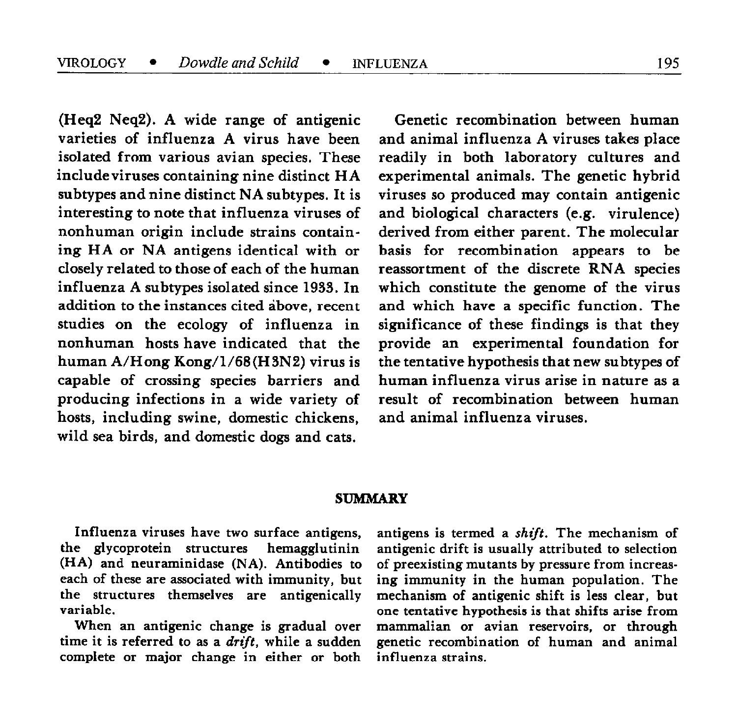(Heq2 Neq2). A wide range of antigenic varieties of influenza A virus have been isolated from various avian species. These include viruses containing nine distinct HA subtypes and nine distinct NA subtypes. It is interesting to note that influenza viruses of nonhuman origin include strains containing HA or NA antigens identical with or closely related to those of each of the human influenza A subtypes isolated since 1933. In addition to the instances cited above, recent studies on the ecology of influenza in nonhuman hosts have indicated that the human A/Hong Kong/1/68(H3N2) virus is capable of crossing species barriers and producing infections in a wide variety of hosts, including swine, domestic chickens, wild sea birds, and domestic dogs and cats.

Genetic recombination between human and animal influenza A viruses takes place readily in both laboratory cultures and experimental animals. The genetic hybrid viruses so produced may contain antigenic and biological characters (e.g. virulence) derived from either parent. The molecular basis for recombination appears to be reassortment of the discrete RNA species which constitute the genome of the virus and which have a specific function. The significance of these findings is that they provide an experimental foundation for the tentative hypothesis that new subtypes of human influenza virus arise in nature as a result of recombination between human and animal influenza viruses.

## SUMMARY

Influenza viruses have two surface antigens, the glycoprotein structures hemagglutinin (HA) and neuraminidase (NA). Antibodies to each of these are associated with immunity, but the structures themselves are antigenically variable.

When an antigenic change is gradual over time it is referred to as a *drift*, while a sudden complete or major change in either or both antigens is termed a *shift*. The mechanism of antigenic drift is usually attributed to selection of preexisting mutants by pressure from increasing immunity in the human population. The mechanism of antigenic shift is less clear, but one tentative hypothesis is that shifts arise from mammalian or avian reservoirs, or through genetic recombination of human and animal influenza strains.